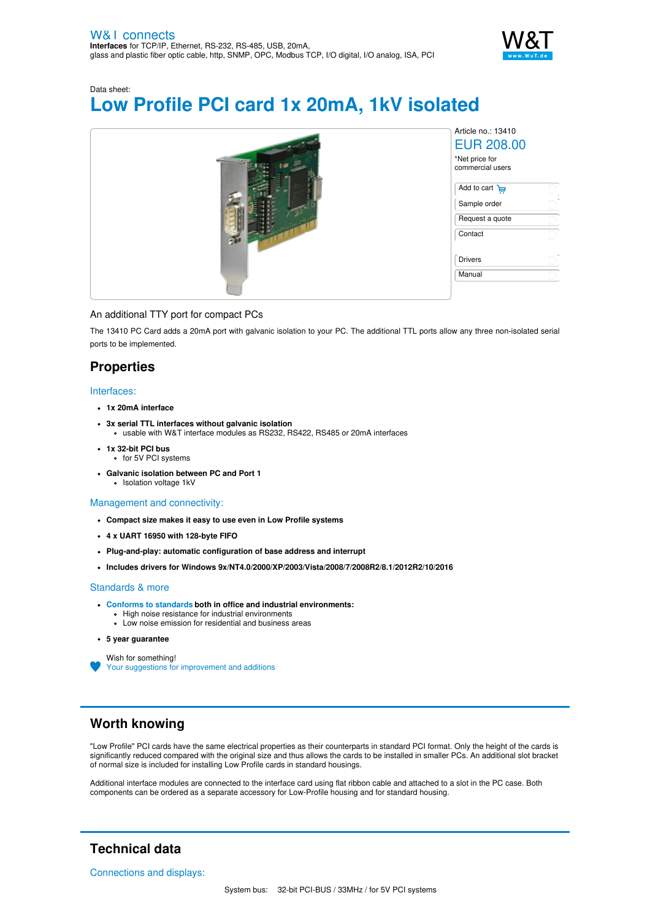W&T connects
**Interfaces** for TCP/IP, Ethernet, RS-232, RS-485, USB, 20mA, glass and plastic fiber optic cable, http, SNMP, OPC, Modbus TCP, I/O digital, I/O analog, ISA, PCI

Data sheet:

# Low Profile PCI card 1x 20mA, 1kV isolated

Article no.: 13410

EUR 208.00

*Net price for commercial users

- Add to cart
- Sample order
- Request a quote
- Contact
- Drivers
- Manual

An additional TTY port for compact PCs

The 13410 PC Card adds a 20mA port with galvanic isolation to your PC. The additional TTL ports allow any three non-isolated serial ports to be implemented.

## Properties

### Interfaces:

- **1x 20mA interface**
- **3x serial TTL interfaces without galvanic isolation**
  - usable with W&T interface modules as RS232, RS422, RS485 or 20mA interfaces
- **1x 32-bit PCI bus**
  - for 5V PCI systems
- **Galvanic isolation between PC and Port 1**
  - Isolation voltage 1kV

### Management and connectivity:

- **Compact size makes it easy to use even in Low Profile systems**
- **4 x UART 16950 with 128-byte FIFO**
- **Plug-and-play: automatic configuration of base address and interrupt**
- **Includes drivers for Windows 9x/NT4.0/2000/XP/2003/Vista/2008/7/2008R2/8.1/2012R2/10/2016**

### Standards & more

- **Conforms to standards both in office and industrial environments:**
  - High noise resistance for industrial environments
  - Low noise emission for residential and business areas
- **5 year guarantee**

Wish for something!
Your suggestions for improvement and additions

## Worth knowing

"Low Profile" PCI cards have the same electrical properties as their counterparts in standard PCI format. Only the height of the cards is significantly reduced compared with the original size and thus allows the cards to be installed in smaller PCs. An additional slot bracket of normal size is included for installing Low Profile cards in standard housings.

Additional interface modules are connected to the interface card using flat ribbon cable and attached to a slot in the PC case. Both components can be ordered as a separate accessory for Low-Profile housing and for standard housing.

## Technical data

### Connections and displays:

System bus: 32-bit PCI-BUS / 33MHz / for 5V PCI systems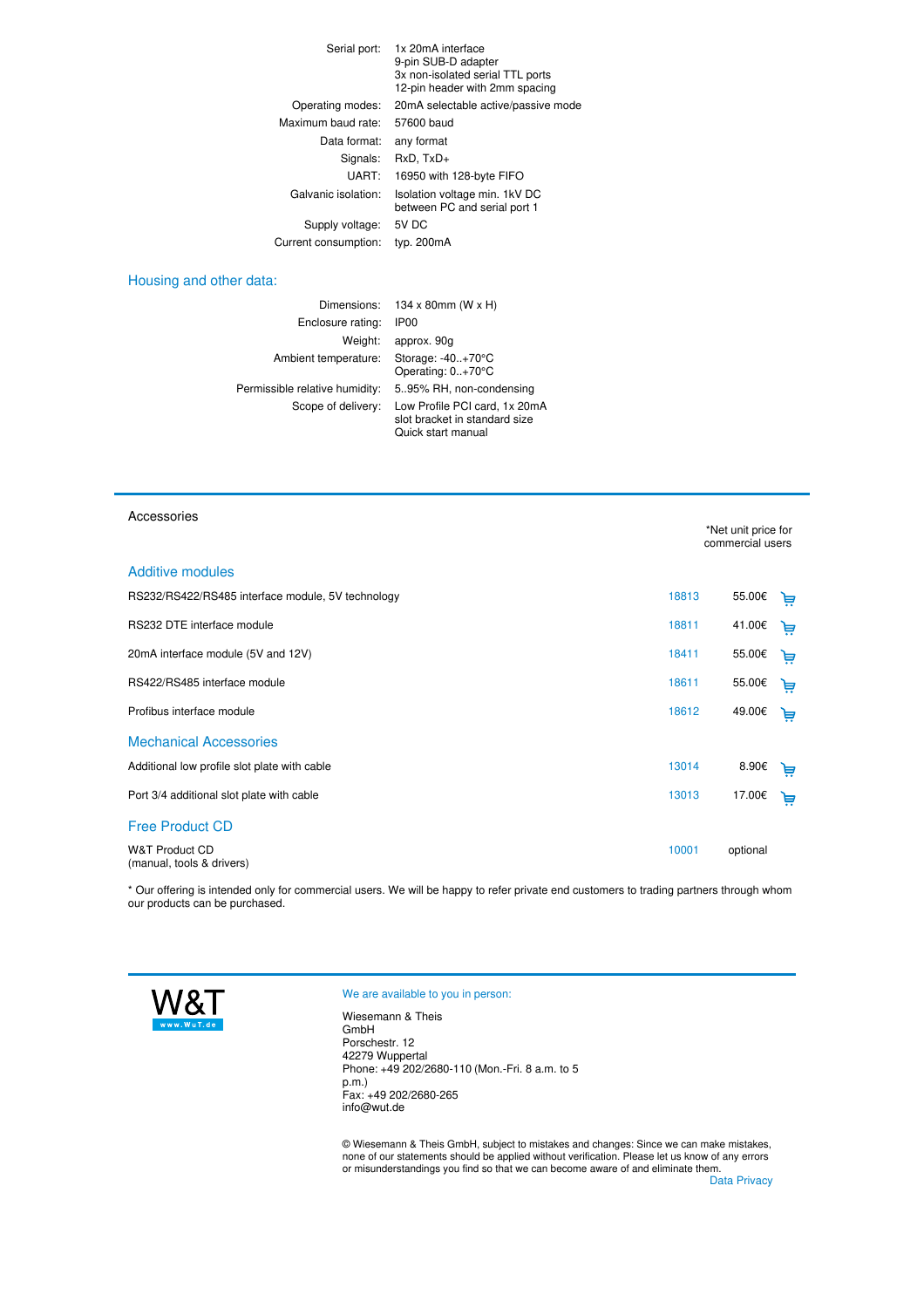| | |
|---|---|
| Serial port: | 1x 20mA interface<br>9-pin SUB-D adapter<br>3x non-isolated serial TTL ports<br>12-pin header with 2mm spacing |
| Operating modes: | 20mA selectable active/passive mode |
| Maximum baud rate: | 57600 baud |
| Data format: | any format |
| Signals: | RxD, TxD+ |
| UART: | 16950 with 128-byte FIFO |
| Galvanic isolation: | Isolation voltage min. 1kV DC<br>between PC and serial port 1 |
| Supply voltage: | 5V DC |
| Current consumption: | typ. 200mA |

## Housing and other data:

| | |
|---|---|
| Dimensions: | 134 x 80mm (W x H) |
| Enclosure rating: | IP00 |
| Weight: | approx. 90g |
| Ambient temperature: | Storage: -40..+70°C<br>Operating: 0..+70°C |
| Permissible relative humidity: | 5..95% RH, non-condensing |
| Scope of delivery: | Low Profile PCI card, 1x 20mA<br>slot bracket in standard size<br>Quick start manual |

## Accessories

*Net unit price for commercial users

### Additive modules

| | | |
|---|---|---|
| RS232/RS422/RS485 interface module, 5V technology | 18813 | 55.00€ |
| RS232 DTE interface module | 18811 | 41.00€ |
| 20mA interface module (5V and 12V) | 18411 | 55.00€ |
| RS422/RS485 interface module | 18611 | 55.00€ |
| Profibus interface module | 18612 | 49.00€ |

### Mechanical Accessories

| | | |
|---|---|---|
| Additional low profile slot plate with cable | 13014 | 8.90€ |
| Port 3/4 additional slot plate with cable | 13013 | 17.00€ |

### Free Product CD

| | | |
|---|---|---|
| W&T Product CD<br>(manual, tools & drivers) | 10001 | optional |

* Our offering is intended only for commercial users. We will be happy to refer private end customers to trading partners through whom our products can be purchased.

W&T
www.WuT.de

We are available to you in person:

Wiesemann & Theis
GmbH
Porschestr. 12
42279 Wuppertal
Phone: +49 202/2680-110 (Mon.-Fri. 8 a.m. to 5 p.m.)
Fax: +49 202/2680-265
info@wut.de

© Wiesemann & Theis GmbH, subject to mistakes and changes: Since we can make mistakes, none of our statements should be applied without verification. Please let us know of any errors or misunderstandings you find so that we can become aware of and eliminate them.

Data Privacy